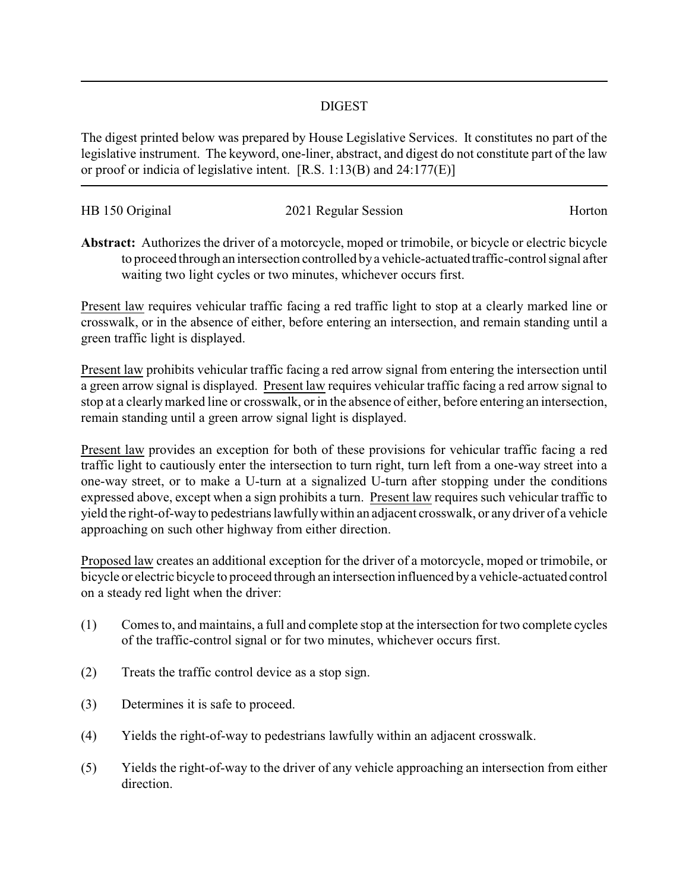## DIGEST

The digest printed below was prepared by House Legislative Services. It constitutes no part of the legislative instrument. The keyword, one-liner, abstract, and digest do not constitute part of the law or proof or indicia of legislative intent. [R.S. 1:13(B) and 24:177(E)]

HB 150 Original | 2021 Regular Session | Horton

**Abstract:** Authorizes the driver of a motorcycle, moped or trimobile, or bicycle or electric bicycle to proceed through an intersection controlled by a vehicle-actuated traffic-control signal after waiting two light cycles or two minutes, whichever occurs first.

Present law requires vehicular traffic facing a red traffic light to stop at a clearly marked line or crosswalk, or in the absence of either, before entering an intersection, and remain standing until a green traffic light is displayed.

Present law prohibits vehicular traffic facing a red arrow signal from entering the intersection until a green arrow signal is displayed. Present law requires vehicular traffic facing a red arrow signal to stop at a clearly marked line or crosswalk, or in the absence of either, before entering an intersection, remain standing until a green arrow signal light is displayed.

Present law provides an exception for both of these provisions for vehicular traffic facing a red traffic light to cautiously enter the intersection to turn right, turn left from a one-way street into a one-way street, or to make a U-turn at a signalized U-turn after stopping under the conditions expressed above, except when a sign prohibits a turn. Present law requires such vehicular traffic to yield the right-of-way to pedestrians lawfully within an adjacent crosswalk, or any driver of a vehicle approaching on such other highway from either direction.

Proposed law creates an additional exception for the driver of a motorcycle, moped or trimobile, or bicycle or electric bicycle to proceed through an intersection influenced by a vehicle-actuated control on a steady red light when the driver:

(1) Comes to, and maintains, a full and complete stop at the intersection for two complete cycles of the traffic-control signal or for two minutes, whichever occurs first.

(2) Treats the traffic control device as a stop sign.

(3) Determines it is safe to proceed.

(4) Yields the right-of-way to pedestrians lawfully within an adjacent crosswalk.

(5) Yields the right-of-way to the driver of any vehicle approaching an intersection from either direction.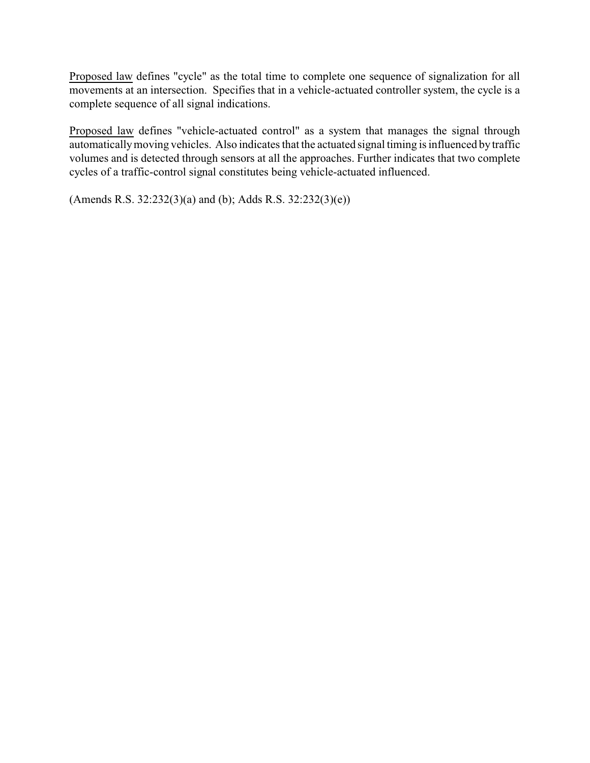Proposed law defines "cycle" as the total time to complete one sequence of signalization for all movements at an intersection. Specifies that in a vehicle-actuated controller system, the cycle is a complete sequence of all signal indications.

Proposed law defines "vehicle-actuated control" as a system that manages the signal through automatically moving vehicles. Also indicates that the actuated signal timing is influenced by traffic volumes and is detected through sensors at all the approaches. Further indicates that two complete cycles of a traffic-control signal constitutes being vehicle-actuated influenced.

(Amends R.S. 32:232(3)(a) and (b); Adds R.S. 32:232(3)(e))